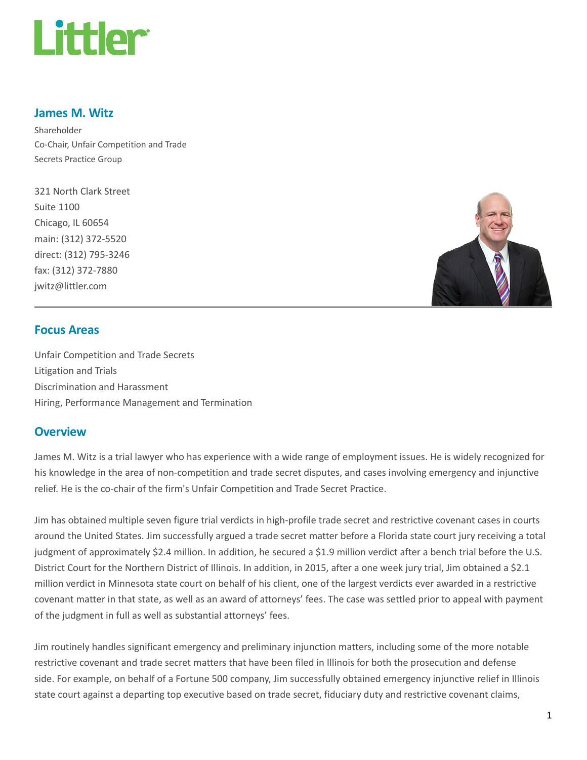Littler

## James M. Witz

Shareholder
Co-Chair, Unfair Competition and Trade Secrets Practice Group

321 North Clark Street
Suite 1100
Chicago, IL 60654
main: (312) 372-5520
direct: (312) 795-3246
fax: (312) 372-7880
jwitz@littler.com

## Focus Areas

Unfair Competition and Trade Secrets
Litigation and Trials
Discrimination and Harassment
Hiring, Performance Management and Termination

## Overview

James M. Witz is a trial lawyer who has experience with a wide range of employment issues. He is widely recognized for his knowledge in the area of non-competition and trade secret disputes, and cases involving emergency and injunctive relief. He is the co-chair of the firm's Unfair Competition and Trade Secret Practice.

Jim has obtained multiple seven figure trial verdicts in high-profile trade secret and restrictive covenant cases in courts around the United States. Jim successfully argued a trade secret matter before a Florida state court jury receiving a total judgment of approximately $2.4 million. In addition, he secured a $1.9 million verdict after a bench trial before the U.S. District Court for the Northern District of Illinois. In addition, in 2015, after a one week jury trial, Jim obtained a $2.1 million verdict in Minnesota state court on behalf of his client, one of the largest verdicts ever awarded in a restrictive covenant matter in that state, as well as an award of attorneys' fees. The case was settled prior to appeal with payment of the judgment in full as well as substantial attorneys' fees.

Jim routinely handles significant emergency and preliminary injunction matters, including some of the more notable restrictive covenant and trade secret matters that have been filed in Illinois for both the prosecution and defense side. For example, on behalf of a Fortune 500 company, Jim successfully obtained emergency injunctive relief in Illinois state court against a departing top executive based on trade secret, fiduciary duty and restrictive covenant claims,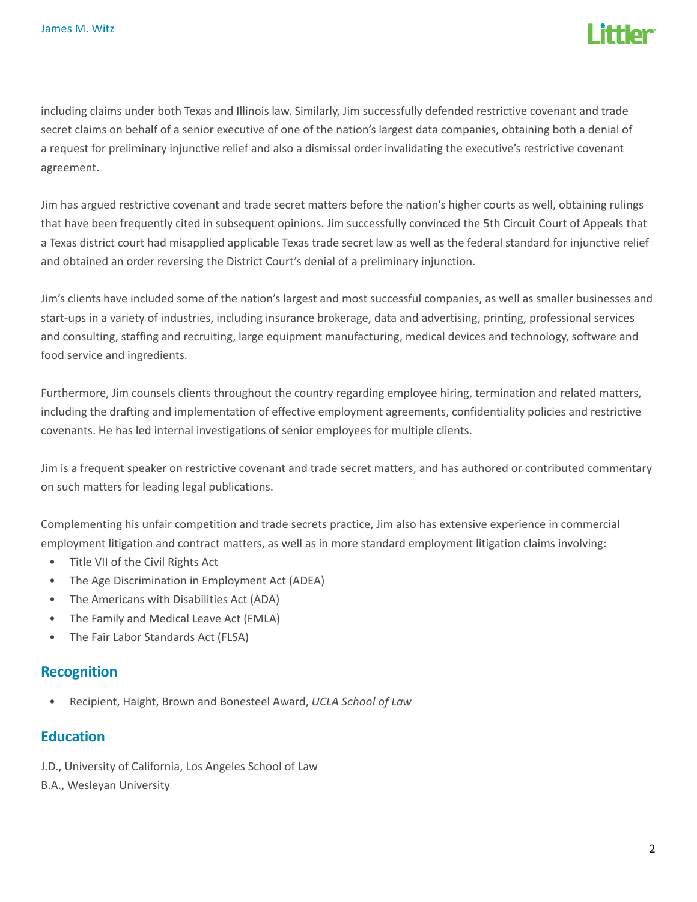including claims under both Texas and Illinois law. Similarly, Jim successfully defended restrictive covenant and trade secret claims on behalf of a senior executive of one of the nation's largest data companies, obtaining both a denial of a request for preliminary injunctive relief and also a dismissal order invalidating the executive's restrictive covenant agreement.

Jim has argued restrictive covenant and trade secret matters before the nation's higher courts as well, obtaining rulings that have been frequently cited in subsequent opinions. Jim successfully convinced the 5th Circuit Court of Appeals that a Texas district court had misapplied applicable Texas trade secret law as well as the federal standard for injunctive relief and obtained an order reversing the District Court's denial of a preliminary injunction.

Jim's clients have included some of the nation's largest and most successful companies, as well as smaller businesses and start-ups in a variety of industries, including insurance brokerage, data and advertising, printing, professional services and consulting, staffing and recruiting, large equipment manufacturing, medical devices and technology, software and food service and ingredients.

Furthermore, Jim counsels clients throughout the country regarding employee hiring, termination and related matters, including the drafting and implementation of effective employment agreements, confidentiality policies and restrictive covenants. He has led internal investigations of senior employees for multiple clients.

Jim is a frequent speaker on restrictive covenant and trade secret matters, and has authored or contributed commentary on such matters for leading legal publications.

Complementing his unfair competition and trade secrets practice, Jim also has extensive experience in commercial employment litigation and contract matters, as well as in more standard employment litigation claims involving:

- Title VII of the Civil Rights Act
- The Age Discrimination in Employment Act (ADEA)
- The Americans with Disabilities Act (ADA)
- The Family and Medical Leave Act (FMLA)
- The Fair Labor Standards Act (FLSA)

## Recognition

- Recipient, Haight, Brown and Bonesteel Award, *UCLA School of Law*

## Education

J.D., University of California, Los Angeles School of Law
B.A., Wesleyan University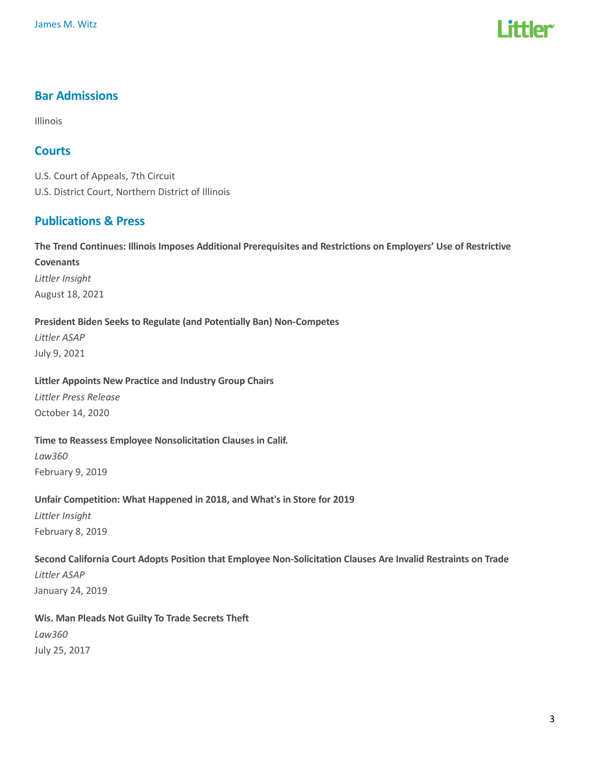## Bar Admissions

Illinois

## Courts

U.S. Court of Appeals, 7th Circuit
U.S. District Court, Northern District of Illinois

## Publications & Press

**The Trend Continues: Illinois Imposes Additional Prerequisites and Restrictions on Employers' Use of Restrictive Covenants**
*Littler Insight*
August 18, 2021

**President Biden Seeks to Regulate (and Potentially Ban) Non-Competes**
*Littler ASAP*
July 9, 2021

**Littler Appoints New Practice and Industry Group Chairs**
*Littler Press Release*
October 14, 2020

**Time to Reassess Employee Nonsolicitation Clauses in Calif.**
*Law360*
February 9, 2019

**Unfair Competition: What Happened in 2018, and What's in Store for 2019**
*Littler Insight*
February 8, 2019

**Second California Court Adopts Position that Employee Non-Solicitation Clauses Are Invalid Restraints on Trade**
*Littler ASAP*
January 24, 2019

**Wis. Man Pleads Not Guilty To Trade Secrets Theft**
*Law360*
July 25, 2017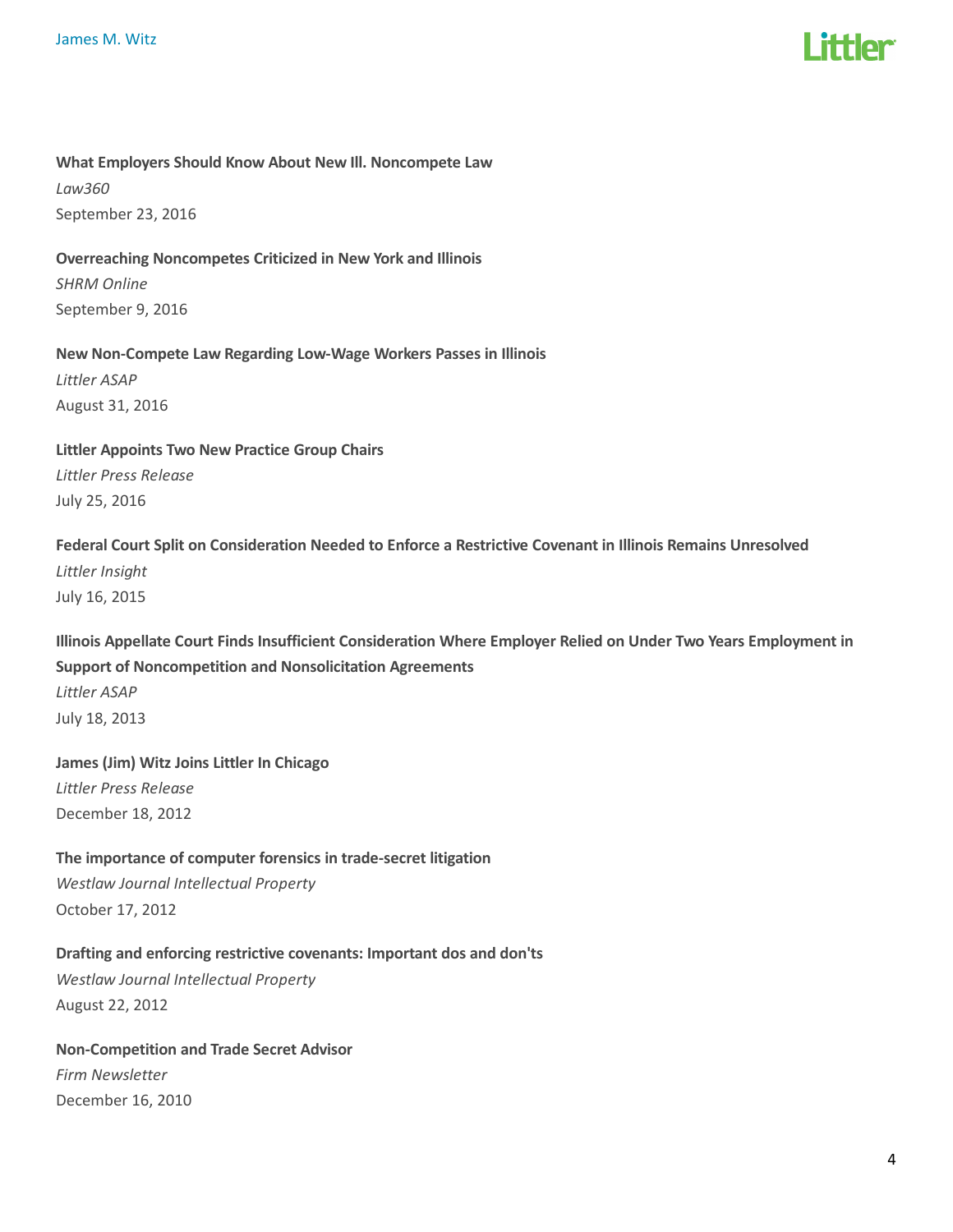**What Employers Should Know About New Ill. Noncompete Law**
*Law360*
September 23, 2016

**Overreaching Noncompetes Criticized in New York and Illinois**
*SHRM Online*
September 9, 2016

**New Non-Compete Law Regarding Low-Wage Workers Passes in Illinois**
*Littler ASAP*
August 31, 2016

**Littler Appoints Two New Practice Group Chairs**
*Littler Press Release*
July 25, 2016

**Federal Court Split on Consideration Needed to Enforce a Restrictive Covenant in Illinois Remains Unresolved**
*Littler Insight*
July 16, 2015

**Illinois Appellate Court Finds Insufficient Consideration Where Employer Relied on Under Two Years Employment in Support of Noncompetition and Nonsolicitation Agreements**
*Littler ASAP*
July 18, 2013

**James (Jim) Witz Joins Littler In Chicago**
*Littler Press Release*
December 18, 2012

**The importance of computer forensics in trade-secret litigation**
*Westlaw Journal Intellectual Property*
October 17, 2012

**Drafting and enforcing restrictive covenants: Important dos and don'ts**
*Westlaw Journal Intellectual Property*
August 22, 2012

**Non-Competition and Trade Secret Advisor**
*Firm Newsletter*
December 16, 2010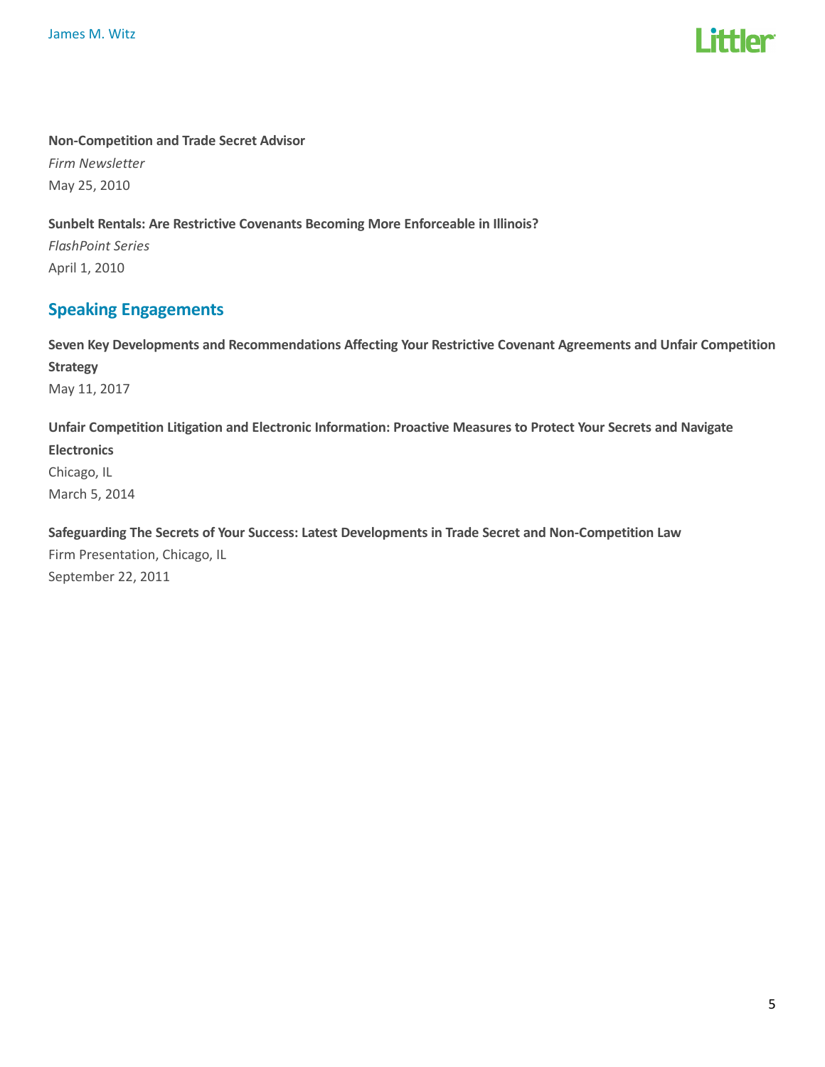**Non-Competition and Trade Secret Advisor**
*Firm Newsletter*
May 25, 2010

**Sunbelt Rentals: Are Restrictive Covenants Becoming More Enforceable in Illinois?**
*FlashPoint Series*
April 1, 2010

## Speaking Engagements

**Seven Key Developments and Recommendations Affecting Your Restrictive Covenant Agreements and Unfair Competition Strategy**
May 11, 2017

**Unfair Competition Litigation and Electronic Information: Proactive Measures to Protect Your Secrets and Navigate Electronics**
Chicago, IL
March 5, 2014

**Safeguarding The Secrets of Your Success: Latest Developments in Trade Secret and Non-Competition Law**
Firm Presentation, Chicago, IL
September 22, 2011